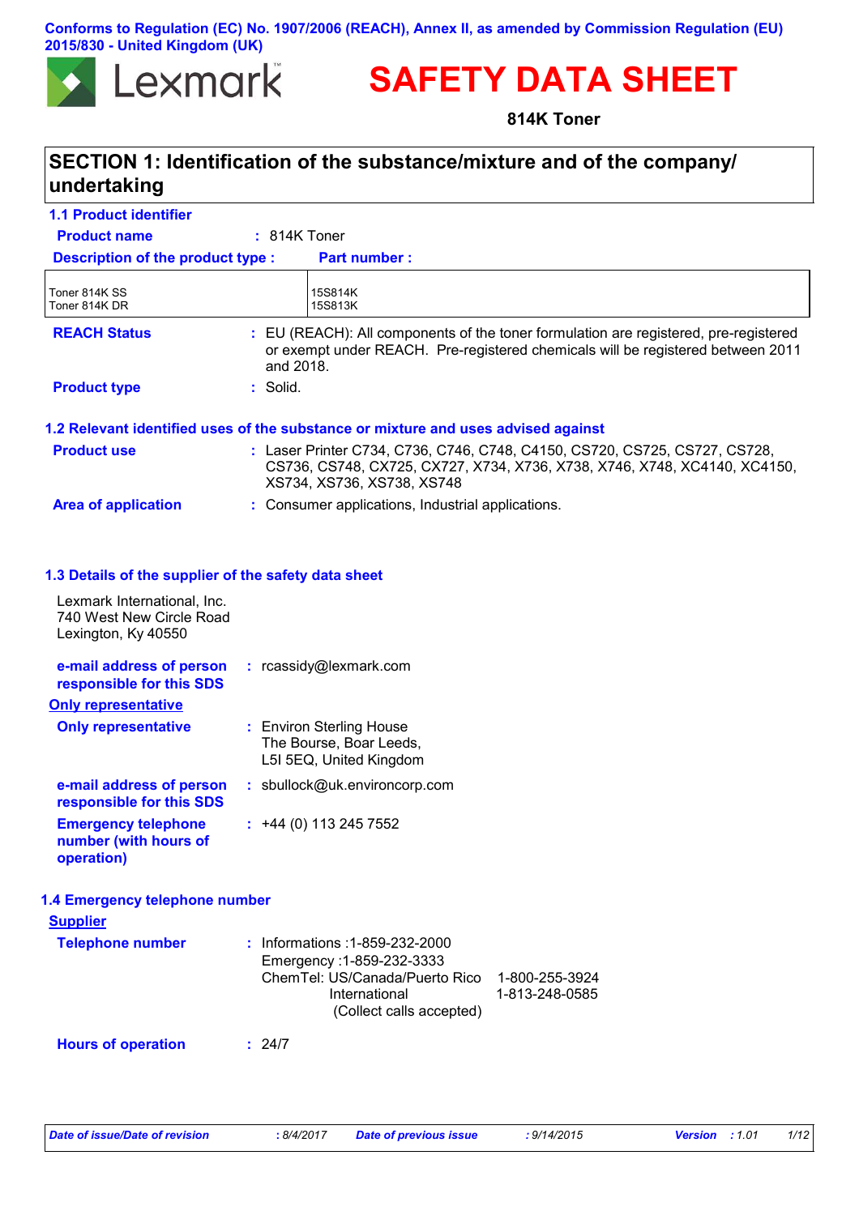Conforms to Regulation (EC) No. 1907/2006 (REACH), Annex II, as amended by Commission Regulation (EU) 2015/830 - United Kingdom (UK)

Lexmark™

# SAFETY DATA SHEET

**814K Toner**

## SECTION 1: Identification of the substance/mixture and of the company/ undertaking

### 1.1 Product identifier

**Product name** : 814K Toner

| Description of the product type : | Part number : |
|---|---|
| Toner 814K SS<br>Toner 814K DR | 15S814K<br>15S813K |

**REACH Status** : EU (REACH): All components of the toner formulation are registered, pre-registered or exempt under REACH. Pre-registered chemicals will be registered between 2011 and 2018.

**Product type** : Solid.

### 1.2 Relevant identified uses of the substance or mixture and uses advised against

**Product use** : Laser Printer C734, C736, C746, C748, C4150, CS720, CS725, CS727, CS728, CS736, CS748, CX725, CX727, X734, X736, X738, X746, X748, XC4140, XC4150, XS734, XS736, XS738, XS748

**Area of application** : Consumer applications, Industrial applications.

### 1.3 Details of the supplier of the safety data sheet

Lexmark International, Inc.
740 West New Circle Road
Lexington, Ky 40550

**e-mail address of person responsible for this SDS** : rcassidy@lexmark.com

**Only representative**

**Only representative** : Environ Sterling House
The Bourse, Boar Leeds,
L5I 5EQ, United Kingdom

**e-mail address of person responsible for this SDS** : sbullock@uk.environcorp.com

**Emergency telephone number (with hours of operation)** : +44 (0) 113 245 7552

### 1.4 Emergency telephone number

**Supplier**

**Telephone number** : Informations :1-859-232-2000
Emergency :1-859-232-3333
ChemTel: US/Canada/Puerto Rico 1-800-255-3924
International 1-813-248-0585
(Collect calls accepted)

**Hours of operation** : 24/7

| Date of issue/Date of revision | : 8/4/2017 | Date of previous issue | : 9/14/2015 | Version | : 1.01 |
|---|---|---|---|---|---|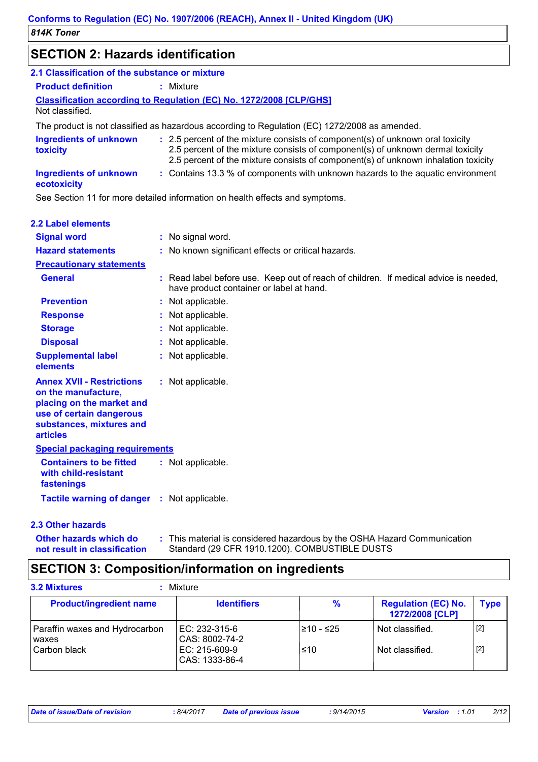## SECTION 2: Hazards identification

### 2.1 Classification of the substance or mixture

**Product definition** : Mixture

**Classification according to Regulation (EC) No. 1272/2008 [CLP/GHS]**

Not classified.

The product is not classified as hazardous according to Regulation (EC) 1272/2008 as amended.

**Ingredients of unknown toxicity** : 2.5 percent of the mixture consists of component(s) of unknown oral toxicity
2.5 percent of the mixture consists of component(s) of unknown dermal toxicity
2.5 percent of the mixture consists of component(s) of unknown inhalation toxicity

**Ingredients of unknown ecotoxicity** : Contains 13.3 % of components with unknown hazards to the aquatic environment

See Section 11 for more detailed information on health effects and symptoms.

### 2.2 Label elements

**Signal word** : No signal word.

**Hazard statements** : No known significant effects or critical hazards.

**Precautionary statements**

**General** : Read label before use. Keep out of reach of children. If medical advice is needed, have product container or label at hand.

**Prevention** : Not applicable.

**Response** : Not applicable.

**Storage** : Not applicable.

**Disposal** : Not applicable.

**Supplemental label elements** : Not applicable.

**Annex XVII - Restrictions on the manufacture, placing on the market and use of certain dangerous substances, mixtures and articles** : Not applicable.

**Special packaging requirements**

**Containers to be fitted with child-resistant fastenings** : Not applicable.

**Tactile warning of danger** : Not applicable.

### 2.3 Other hazards

**Other hazards which do not result in classification** : This material is considered hazardous by the OSHA Hazard Communication Standard (29 CFR 1910.1200). COMBUSTIBLE DUSTS

## SECTION 3: Composition/information on ingredients

**3.2 Mixtures** : Mixture

| Product/ingredient name | Identifiers | % | Regulation (EC) No. 1272/2008 [CLP] | Type |
|---|---|---|---|---|
| Paraffin waxes and Hydrocarbon waxes | EC: 232-315-6<br>CAS: 8002-74-2 | ≥10 - ≤25 | Not classified. | [2] |
| Carbon black | EC: 215-609-9<br>CAS: 1333-86-4 | ≤10 | Not classified. | [2] |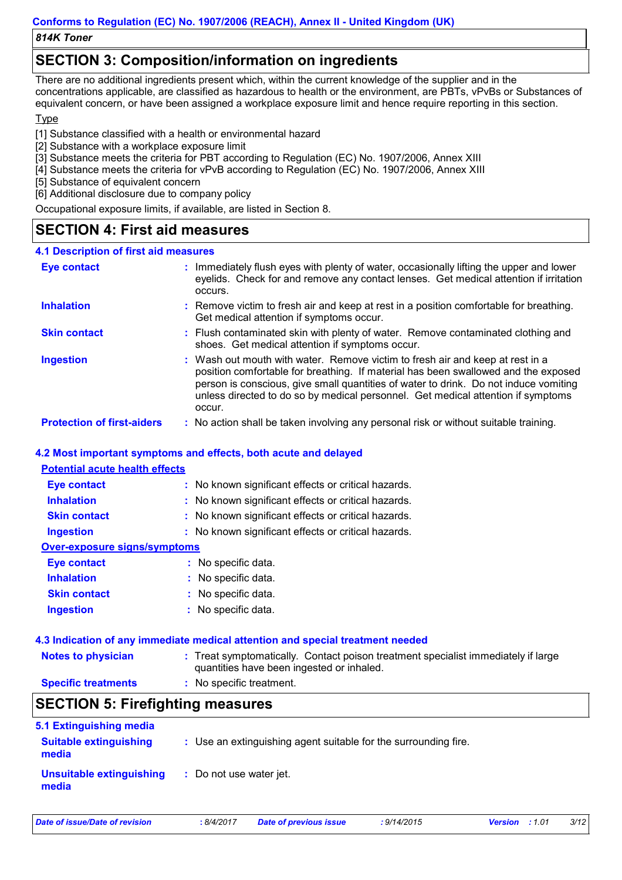## SECTION 3: Composition/information on ingredients

There are no additional ingredients present which, within the current knowledge of the supplier and in the concentrations applicable, are classified as hazardous to health or the environment, are PBTs, vPvBs or Substances of equivalent concern, or have been assigned a workplace exposure limit and hence require reporting in this section.

Type

[1] Substance classified with a health or environmental hazard
[2] Substance with a workplace exposure limit
[3] Substance meets the criteria for PBT according to Regulation (EC) No. 1907/2006, Annex XIII
[4] Substance meets the criteria for vPvB according to Regulation (EC) No. 1907/2006, Annex XIII
[5] Substance of equivalent concern
[6] Additional disclosure due to company policy

Occupational exposure limits, if available, are listed in Section 8.

## SECTION 4: First aid measures

### 4.1 Description of first aid measures

**Eye contact** : Immediately flush eyes with plenty of water, occasionally lifting the upper and lower eyelids. Check for and remove any contact lenses. Get medical attention if irritation occurs.

**Inhalation** : Remove victim to fresh air and keep at rest in a position comfortable for breathing. Get medical attention if symptoms occur.

**Skin contact** : Flush contaminated skin with plenty of water. Remove contaminated clothing and shoes. Get medical attention if symptoms occur.

**Ingestion** : Wash out mouth with water. Remove victim to fresh air and keep at rest in a position comfortable for breathing. If material has been swallowed and the exposed person is conscious, give small quantities of water to drink. Do not induce vomiting unless directed to do so by medical personnel. Get medical attention if symptoms occur.

**Protection of first-aiders** : No action shall be taken involving any personal risk or without suitable training.

### 4.2 Most important symptoms and effects, both acute and delayed

**Potential acute health effects**

**Eye contact** : No known significant effects or critical hazards.

**Inhalation** : No known significant effects or critical hazards.

**Skin contact** : No known significant effects or critical hazards.

**Ingestion** : No known significant effects or critical hazards.

**Over-exposure signs/symptoms**

**Eye contact** : No specific data.

**Inhalation** : No specific data.

**Skin contact** : No specific data.

**Ingestion** : No specific data.

### 4.3 Indication of any immediate medical attention and special treatment needed

**Notes to physician** : Treat symptomatically. Contact poison treatment specialist immediately if large quantities have been ingested or inhaled.

**Specific treatments** : No specific treatment.

## SECTION 5: Firefighting measures

### 5.1 Extinguishing media

**Suitable extinguishing media** : Use an extinguishing agent suitable for the surrounding fire.

**Unsuitable extinguishing media** : Do not use water jet.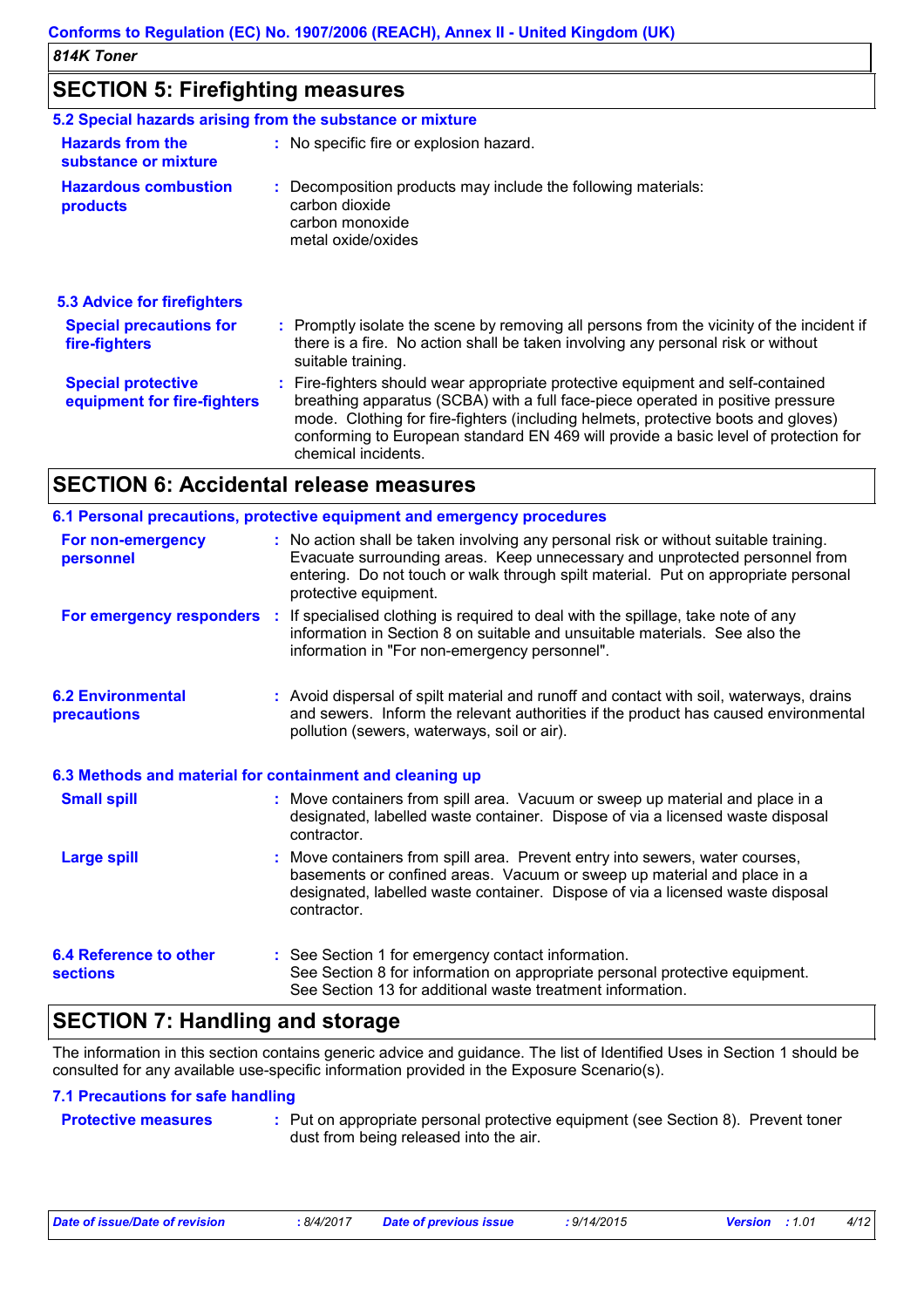## SECTION 5: Firefighting measures

### 5.2 Special hazards arising from the substance or mixture

**Hazards from the substance or mixture** : No specific fire or explosion hazard.

**Hazardous combustion products** : Decomposition products may include the following materials:
carbon dioxide
carbon monoxide
metal oxide/oxides

### 5.3 Advice for firefighters

**Special precautions for fire-fighters** : Promptly isolate the scene by removing all persons from the vicinity of the incident if there is a fire. No action shall be taken involving any personal risk or without suitable training.

**Special protective equipment for fire-fighters** : Fire-fighters should wear appropriate protective equipment and self-contained breathing apparatus (SCBA) with a full face-piece operated in positive pressure mode. Clothing for fire-fighters (including helmets, protective boots and gloves) conforming to European standard EN 469 will provide a basic level of protection for chemical incidents.

## SECTION 6: Accidental release measures

### 6.1 Personal precautions, protective equipment and emergency procedures

**For non-emergency personnel** : No action shall be taken involving any personal risk or without suitable training. Evacuate surrounding areas. Keep unnecessary and unprotected personnel from entering. Do not touch or walk through spilt material. Put on appropriate personal protective equipment.

**For emergency responders** : If specialised clothing is required to deal with the spillage, take note of any information in Section 8 on suitable and unsuitable materials. See also the information in "For non-emergency personnel".

**6.2 Environmental precautions** : Avoid dispersal of spilt material and runoff and contact with soil, waterways, drains and sewers. Inform the relevant authorities if the product has caused environmental pollution (sewers, waterways, soil or air).

### 6.3 Methods and material for containment and cleaning up

**Small spill** : Move containers from spill area. Vacuum or sweep up material and place in a designated, labelled waste container. Dispose of via a licensed waste disposal contractor.

**Large spill** : Move containers from spill area. Prevent entry into sewers, water courses, basements or confined areas. Vacuum or sweep up material and place in a designated, labelled waste container. Dispose of via a licensed waste disposal contractor.

**6.4 Reference to other sections** : See Section 1 for emergency contact information.
See Section 8 for information on appropriate personal protective equipment.
See Section 13 for additional waste treatment information.

## SECTION 7: Handling and storage

The information in this section contains generic advice and guidance. The list of Identified Uses in Section 1 should be consulted for any available use-specific information provided in the Exposure Scenario(s).

### 7.1 Precautions for safe handling

**Protective measures** : Put on appropriate personal protective equipment (see Section 8). Prevent toner dust from being released into the air.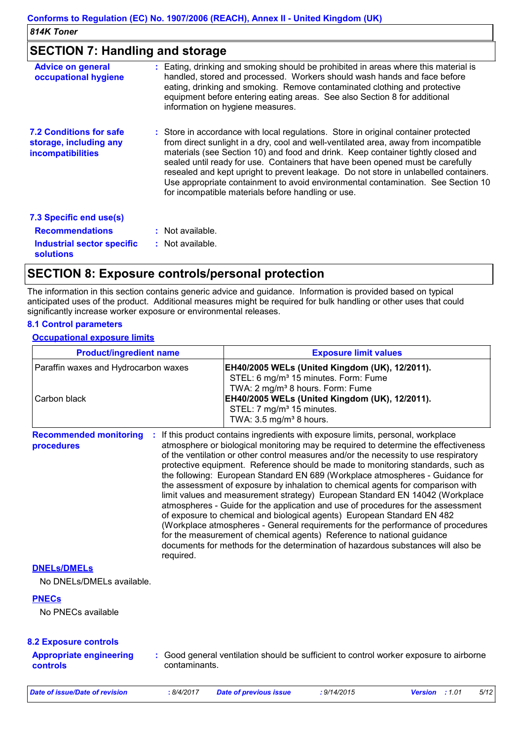## SECTION 7: Handling and storage

**Advice on general occupational hygiene** : Eating, drinking and smoking should be prohibited in areas where this material is handled, stored and processed. Workers should wash hands and face before eating, drinking and smoking. Remove contaminated clothing and protective equipment before entering eating areas. See also Section 8 for additional information on hygiene measures.

**7.2 Conditions for safe storage, including any incompatibilities** : Store in accordance with local regulations. Store in original container protected from direct sunlight in a dry, cool and well-ventilated area, away from incompatible materials (see Section 10) and food and drink. Keep container tightly closed and sealed until ready for use. Containers that have been opened must be carefully resealed and kept upright to prevent leakage. Do not store in unlabelled containers. Use appropriate containment to avoid environmental contamination. See Section 10 for incompatible materials before handling or use.

**7.3 Specific end use(s)**

**Recommendations** : Not available.

**Industrial sector specific solutions** : Not available.

## SECTION 8: Exposure controls/personal protection

The information in this section contains generic advice and guidance. Information is provided based on typical anticipated uses of the product. Additional measures might be required for bulk handling or other uses that could significantly increase worker exposure or environmental releases.

### 8.1 Control parameters

**Occupational exposure limits**

| Product/ingredient name | Exposure limit values |
|---|---|
| Paraffin waxes and Hydrocarbon waxes | **EH40/2005 WELs (United Kingdom (UK), 12/2011).** STEL: 6 mg/m³ 15 minutes. Form: Fume TWA: 2 mg/m³ 8 hours. Form: Fume |
| Carbon black | **EH40/2005 WELs (United Kingdom (UK), 12/2011).** STEL: 7 mg/m³ 15 minutes. TWA: 3.5 mg/m³ 8 hours. |

**Recommended monitoring procedures** : If this product contains ingredients with exposure limits, personal, workplace atmosphere or biological monitoring may be required to determine the effectiveness of the ventilation or other control measures and/or the necessity to use respiratory protective equipment. Reference should be made to monitoring standards, such as the following: European Standard EN 689 (Workplace atmospheres - Guidance for the assessment of exposure by inhalation to chemical agents for comparison with limit values and measurement strategy) European Standard EN 14042 (Workplace atmospheres - Guide for the application and use of procedures for the assessment of exposure to chemical and biological agents) European Standard EN 482 (Workplace atmospheres - General requirements for the performance of procedures for the measurement of chemical agents) Reference to national guidance documents for methods for the determination of hazardous substances will also be required.

**DNELs/DMELs**

No DNELs/DMELs available.

**PNECs**

No PNECs available

### 8.2 Exposure controls

**Appropriate engineering controls** : Good general ventilation should be sufficient to control worker exposure to airborne contaminants.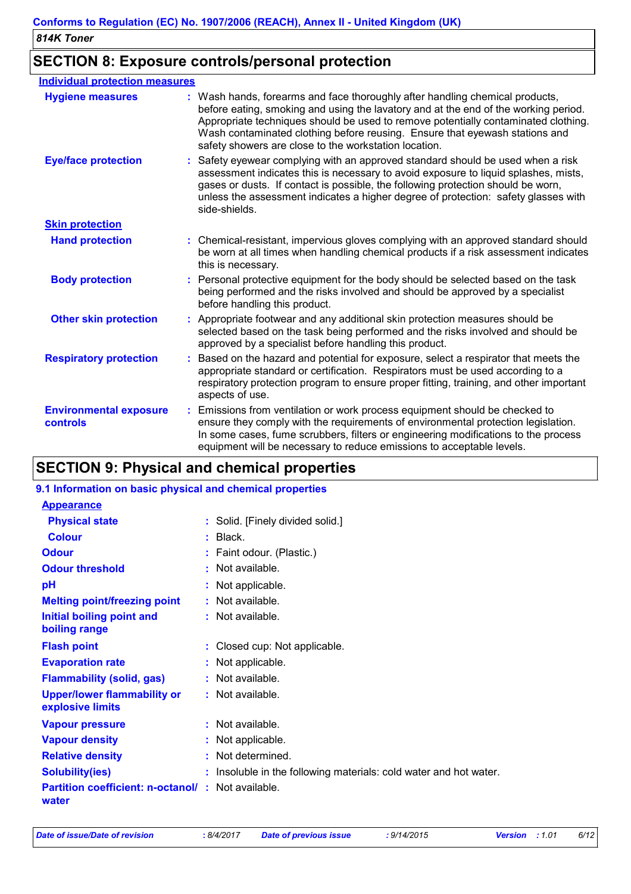## SECTION 8: Exposure controls/personal protection

### Individual protection measures

**Hygiene measures** : Wash hands, forearms and face thoroughly after handling chemical products, before eating, smoking and using the lavatory and at the end of the working period. Appropriate techniques should be used to remove potentially contaminated clothing. Wash contaminated clothing before reusing. Ensure that eyewash stations and safety showers are close to the workstation location.

**Eye/face protection** : Safety eyewear complying with an approved standard should be used when a risk assessment indicates this is necessary to avoid exposure to liquid splashes, mists, gases or dusts. If contact is possible, the following protection should be worn, unless the assessment indicates a higher degree of protection: safety glasses with side-shields.

**Skin protection**

**Hand protection** : Chemical-resistant, impervious gloves complying with an approved standard should be worn at all times when handling chemical products if a risk assessment indicates this is necessary.

**Body protection** : Personal protective equipment for the body should be selected based on the task being performed and the risks involved and should be approved by a specialist before handling this product.

**Other skin protection** : Appropriate footwear and any additional skin protection measures should be selected based on the task being performed and the risks involved and should be approved by a specialist before handling this product.

**Respiratory protection** : Based on the hazard and potential for exposure, select a respirator that meets the appropriate standard or certification. Respirators must be used according to a respiratory protection program to ensure proper fitting, training, and other important aspects of use.

**Environmental exposure controls** : Emissions from ventilation or work process equipment should be checked to ensure they comply with the requirements of environmental protection legislation. In some cases, fume scrubbers, filters or engineering modifications to the process equipment will be necessary to reduce emissions to acceptable levels.

## SECTION 9: Physical and chemical properties

### 9.1 Information on basic physical and chemical properties

**Appearance**

**Physical state** : Solid. [Finely divided solid.]

**Colour** : Black.

**Odour** : Faint odour. (Plastic.)

**Odour threshold** : Not available.

**pH** : Not applicable.

**Melting point/freezing point** : Not available.

**Initial boiling point and boiling range** : Not available.

**Flash point** : Closed cup: Not applicable.

**Evaporation rate** : Not applicable.

**Flammability (solid, gas)** : Not available.

**Upper/lower flammability or explosive limits** : Not available.

**Vapour pressure** : Not available.

**Vapour density** : Not applicable.

**Relative density** : Not determined.

**Solubility(ies)** : Insoluble in the following materials: cold water and hot water.

**Partition coefficient: n-octanol/water** : Not available.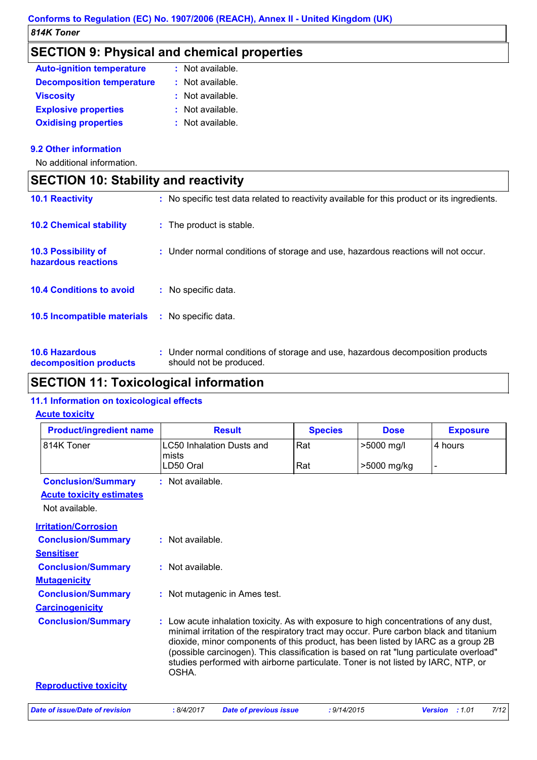## SECTION 9: Physical and chemical properties

**Auto-ignition temperature** : Not available.

**Decomposition temperature** : Not available.

**Viscosity** : Not available.

**Explosive properties** : Not available.

**Oxidising properties** : Not available.

### 9.2 Other information

No additional information.

## SECTION 10: Stability and reactivity

**10.1 Reactivity** : No specific test data related to reactivity available for this product or its ingredients.

**10.2 Chemical stability** : The product is stable.

**10.3 Possibility of hazardous reactions** : Under normal conditions of storage and use, hazardous reactions will not occur.

**10.4 Conditions to avoid** : No specific data.

**10.5 Incompatible materials** : No specific data.

**10.6 Hazardous decomposition products** : Under normal conditions of storage and use, hazardous decomposition products should not be produced.

## SECTION 11: Toxicological information

### 11.1 Information on toxicological effects

**Acute toxicity**

| Product/ingredient name | Result | Species | Dose | Exposure |
|---|---|---|---|---|
| 814K Toner | LC50 Inhalation Dusts and mists | Rat | >5000 mg/l | 4 hours |
| | LD50 Oral | Rat | >5000 mg/kg | - |

**Conclusion/Summary** : Not available.

**Acute toxicity estimates**

Not available.

**Irritation/Corrosion**

**Conclusion/Summary** : Not available.

**Sensitiser**

**Conclusion/Summary** : Not available.

**Mutagenicity**

**Conclusion/Summary** : Not mutagenic in Ames test.

**Carcinogenicity**

**Conclusion/Summary** : Low acute inhalation toxicity. As with exposure to high concentrations of any dust, minimal irritation of the respiratory tract may occur. Pure carbon black and titanium dioxide, minor components of this product, has been listed by IARC as a group 2B (possible carcinogen). This classification is based on rat "lung particulate overload" studies performed with airborne particulate. Toner is not listed by IARC, NTP, or OSHA.

**Reproductive toxicity**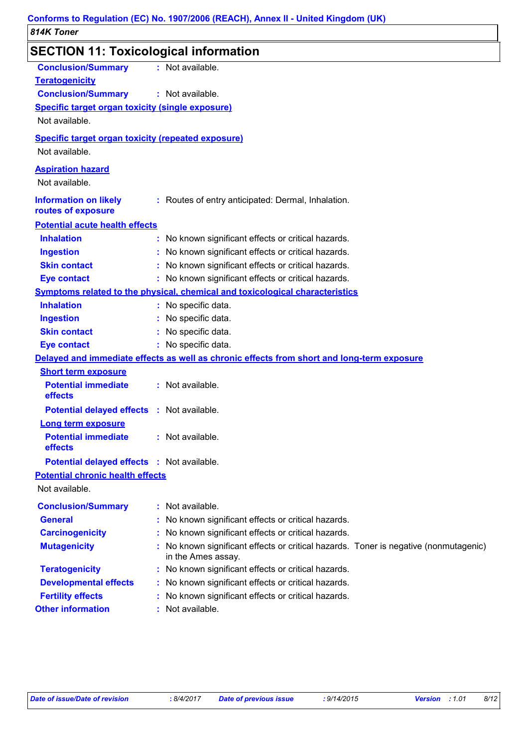## SECTION 11: Toxicological information

**Conclusion/Summary** : Not available.

**Teratogenicity**

**Conclusion/Summary** : Not available.

**Specific target organ toxicity (single exposure)**

Not available.

**Specific target organ toxicity (repeated exposure)**

Not available.

**Aspiration hazard**

Not available.

**Information on likely routes of exposure** : Routes of entry anticipated: Dermal, Inhalation.

**Potential acute health effects**

| | |
|---|---|
| **Inhalation** | : No known significant effects or critical hazards. |
| **Ingestion** | : No known significant effects or critical hazards. |
| **Skin contact** | : No known significant effects or critical hazards. |
| **Eye contact** | : No known significant effects or critical hazards. |

**Symptoms related to the physical, chemical and toxicological characteristics**

| | |
|---|---|
| **Inhalation** | : No specific data. |
| **Ingestion** | : No specific data. |
| **Skin contact** | : No specific data. |
| **Eye contact** | : No specific data. |

**Delayed and immediate effects as well as chronic effects from short and long-term exposure**

**Short term exposure**

| | |
|---|---|
| **Potential immediate effects** | : Not available. |
| **Potential delayed effects** | : Not available. |

**Long term exposure**

| | |
|---|---|
| **Potential immediate effects** | : Not available. |
| **Potential delayed effects** | : Not available. |

**Potential chronic health effects**

Not available.

| | |
|---|---|
| **Conclusion/Summary** | : Not available. |
| **General** | : No known significant effects or critical hazards. |
| **Carcinogenicity** | : No known significant effects or critical hazards. |
| **Mutagenicity** | : No known significant effects or critical hazards. Toner is negative (nonmutagenic) in the Ames assay. |
| **Teratogenicity** | : No known significant effects or critical hazards. |
| **Developmental effects** | : No known significant effects or critical hazards. |
| **Fertility effects** | : No known significant effects or critical hazards. |
| **Other information** | : Not available. |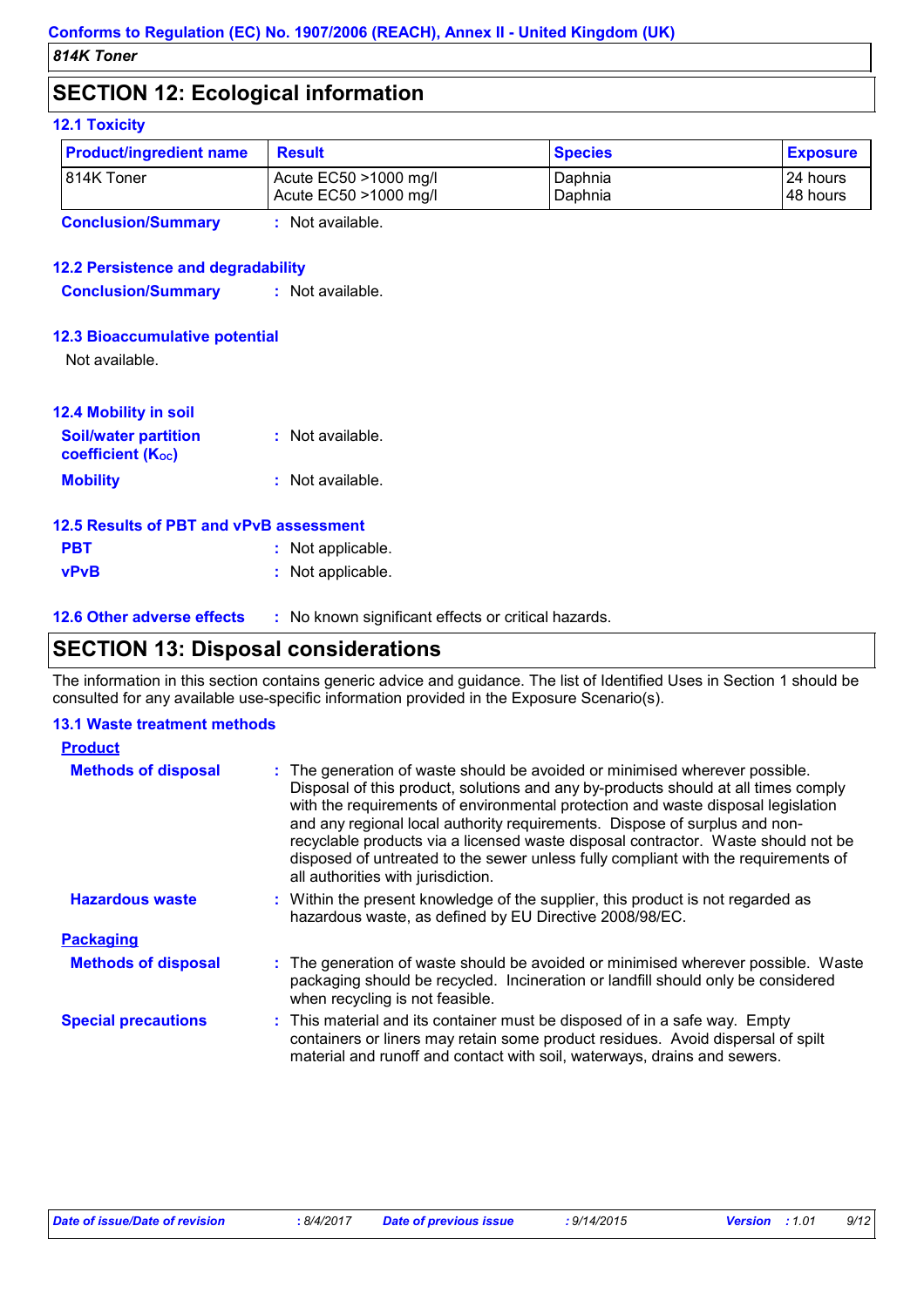## SECTION 12: Ecological information

### 12.1 Toxicity

| Product/ingredient name | Result | Species | Exposure |
|---|---|---|---|
| 814K Toner | Acute EC50 >1000 mg/l<br>Acute EC50 >1000 mg/l | Daphnia<br>Daphnia | 24 hours<br>48 hours |

**Conclusion/Summary** : Not available.

### 12.2 Persistence and degradability

**Conclusion/Summary** : Not available.

### 12.3 Bioaccumulative potential

Not available.

### 12.4 Mobility in soil

**Soil/water partition coefficient ($K_{OC}$)** : Not available.

**Mobility** : Not available.

### 12.5 Results of PBT and vPvB assessment

**PBT** : Not applicable.

**vPvB** : Not applicable.

### 12.6 Other adverse effects

: No known significant effects or critical hazards.

## SECTION 13: Disposal considerations

The information in this section contains generic advice and guidance. The list of Identified Uses in Section 1 should be consulted for any available use-specific information provided in the Exposure Scenario(s).

### 13.1 Waste treatment methods

**Product**

**Methods of disposal** : The generation of waste should be avoided or minimised wherever possible. Disposal of this product, solutions and any by-products should at all times comply with the requirements of environmental protection and waste disposal legislation and any regional local authority requirements. Dispose of surplus and non-recyclable products via a licensed waste disposal contractor. Waste should not be disposed of untreated to the sewer unless fully compliant with the requirements of all authorities with jurisdiction.

**Hazardous waste** : Within the present knowledge of the supplier, this product is not regarded as hazardous waste, as defined by EU Directive 2008/98/EC.

**Packaging**

**Methods of disposal** : The generation of waste should be avoided or minimised wherever possible. Waste packaging should be recycled. Incineration or landfill should only be considered when recycling is not feasible.

**Special precautions** : This material and its container must be disposed of in a safe way. Empty containers or liners may retain some product residues. Avoid dispersal of spilt material and runoff and contact with soil, waterways, drains and sewers.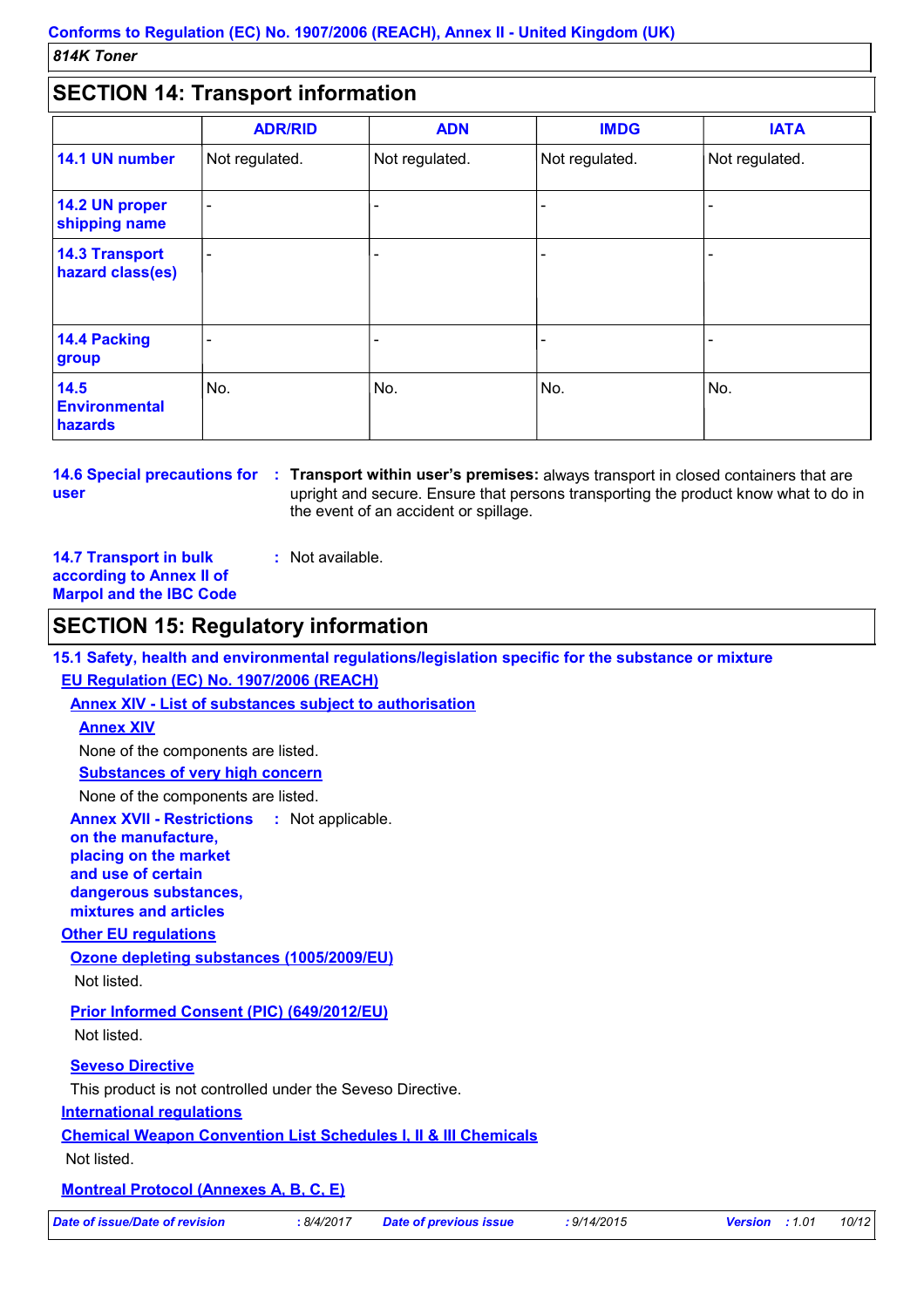## SECTION 14: Transport information

| | ADR/RID | ADN | IMDG | IATA |
|---|---|---|---|---|
| **14.1 UN number** | Not regulated. | Not regulated. | Not regulated. | Not regulated. |
| **14.2 UN proper shipping name** | - | - | - | - |
| **14.3 Transport hazard class(es)** | - | - | - | - |
| **14.4 Packing group** | - | - | - | - |
| **14.5 Environmental hazards** | No. | No. | No. | No. |

**14.6 Special precautions for user** : **Transport within user's premises:** always transport in closed containers that are upright and secure. Ensure that persons transporting the product know what to do in the event of an accident or spillage.

**14.7 Transport in bulk according to Annex II of Marpol and the IBC Code** : Not available.

## SECTION 15: Regulatory information

**15.1 Safety, health and environmental regulations/legislation specific for the substance or mixture**

**EU Regulation (EC) No. 1907/2006 (REACH)**

**Annex XIV - List of substances subject to authorisation**

**Annex XIV**

None of the components are listed.

**Substances of very high concern**

None of the components are listed.

**Annex XVII - Restrictions on the manufacture, placing on the market and use of certain dangerous substances, mixtures and articles** : Not applicable.

**Other EU regulations**

**Ozone depleting substances (1005/2009/EU)**

Not listed.

**Prior Informed Consent (PIC) (649/2012/EU)**

Not listed.

**Seveso Directive**

This product is not controlled under the Seveso Directive.

**International regulations**

**Chemical Weapon Convention List Schedules I, II & III Chemicals**

Not listed.

**Montreal Protocol (Annexes A, B, C, E)**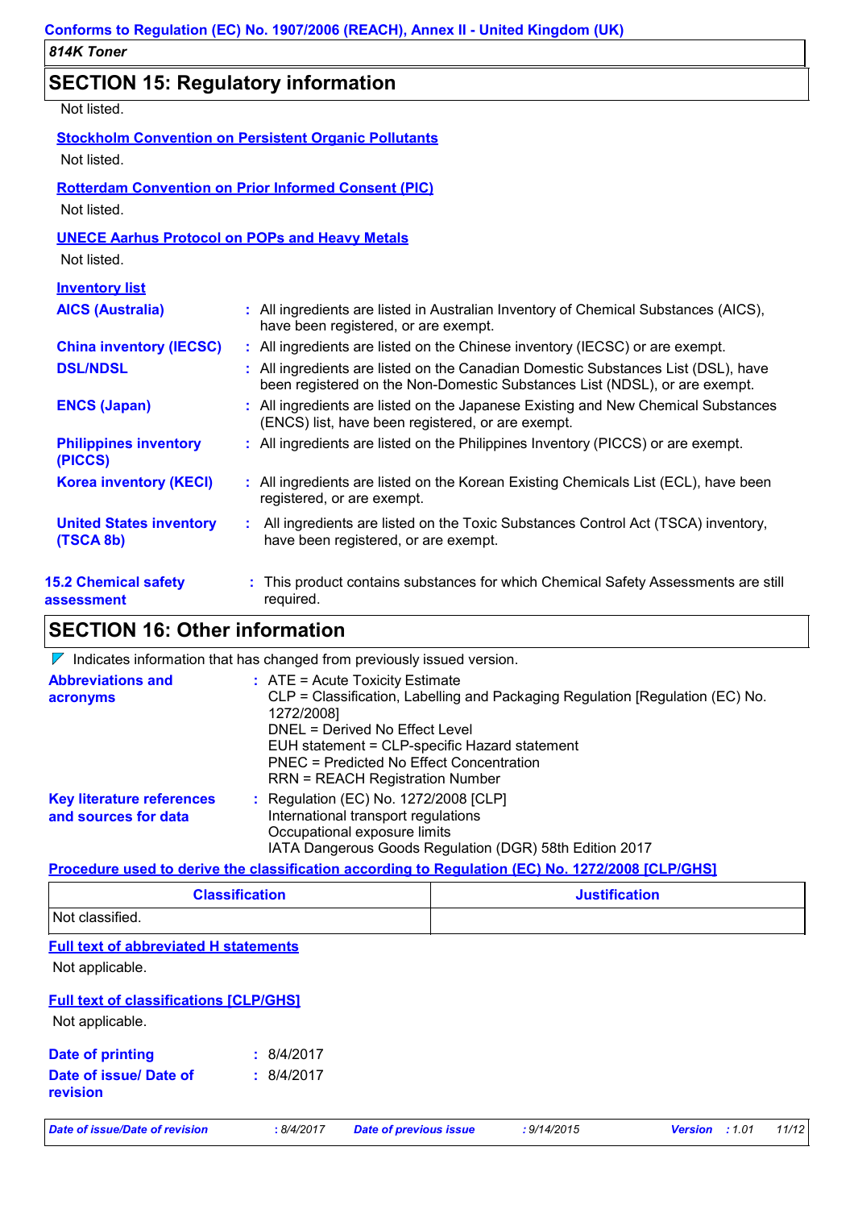## SECTION 15: Regulatory information

Not listed.

**Stockholm Convention on Persistent Organic Pollutants**

Not listed.

**Rotterdam Convention on Prior Informed Consent (PIC)**

Not listed.

**UNECE Aarhus Protocol on POPs and Heavy Metals**

Not listed.

**Inventory list**

| | |
|---|---|
| **AICS (Australia)** | : All ingredients are listed in Australian Inventory of Chemical Substances (AICS), have been registered, or are exempt. |
| **China inventory (IECSC)** | : All ingredients are listed on the Chinese inventory (IECSC) or are exempt. |
| **DSL/NDSL** | : All ingredients are listed on the Canadian Domestic Substances List (DSL), have been registered on the Non-Domestic Substances List (NDSL), or are exempt. |
| **ENCS (Japan)** | : All ingredients are listed on the Japanese Existing and New Chemical Substances (ENCS) list, have been registered, or are exempt. |
| **Philippines inventory (PICCS)** | : All ingredients are listed on the Philippines Inventory (PICCS) or are exempt. |
| **Korea inventory (KECI)** | : All ingredients are listed on the Korean Existing Chemicals List (ECL), have been registered, or are exempt. |
| **United States inventory (TSCA 8b)** | : All ingredients are listed on the Toxic Substances Control Act (TSCA) inventory, have been registered, or are exempt. |

**15.2 Chemical safety assessment** : This product contains substances for which Chemical Safety Assessments are still required.

## SECTION 16: Other information

Indicates information that has changed from previously issued version.

**Abbreviations and acronyms** : ATE = Acute Toxicity Estimate
CLP = Classification, Labelling and Packaging Regulation [Regulation (EC) No. 1272/2008]
DNEL = Derived No Effect Level
EUH statement = CLP-specific Hazard statement
PNEC = Predicted No Effect Concentration
RRN = REACH Registration Number

**Key literature references and sources for data** : Regulation (EC) No. 1272/2008 [CLP]
International transport regulations
Occupational exposure limits
IATA Dangerous Goods Regulation (DGR) 58th Edition 2017

**Procedure used to derive the classification according to Regulation (EC) No. 1272/2008 [CLP/GHS]**

| Classification | Justification |
|---|---|
| Not classified. | |

**Full text of abbreviated H statements**

Not applicable.

**Full text of classifications [CLP/GHS]**

Not applicable.

**Date of printing** : 8/4/2017

**Date of issue/ Date of revision** : 8/4/2017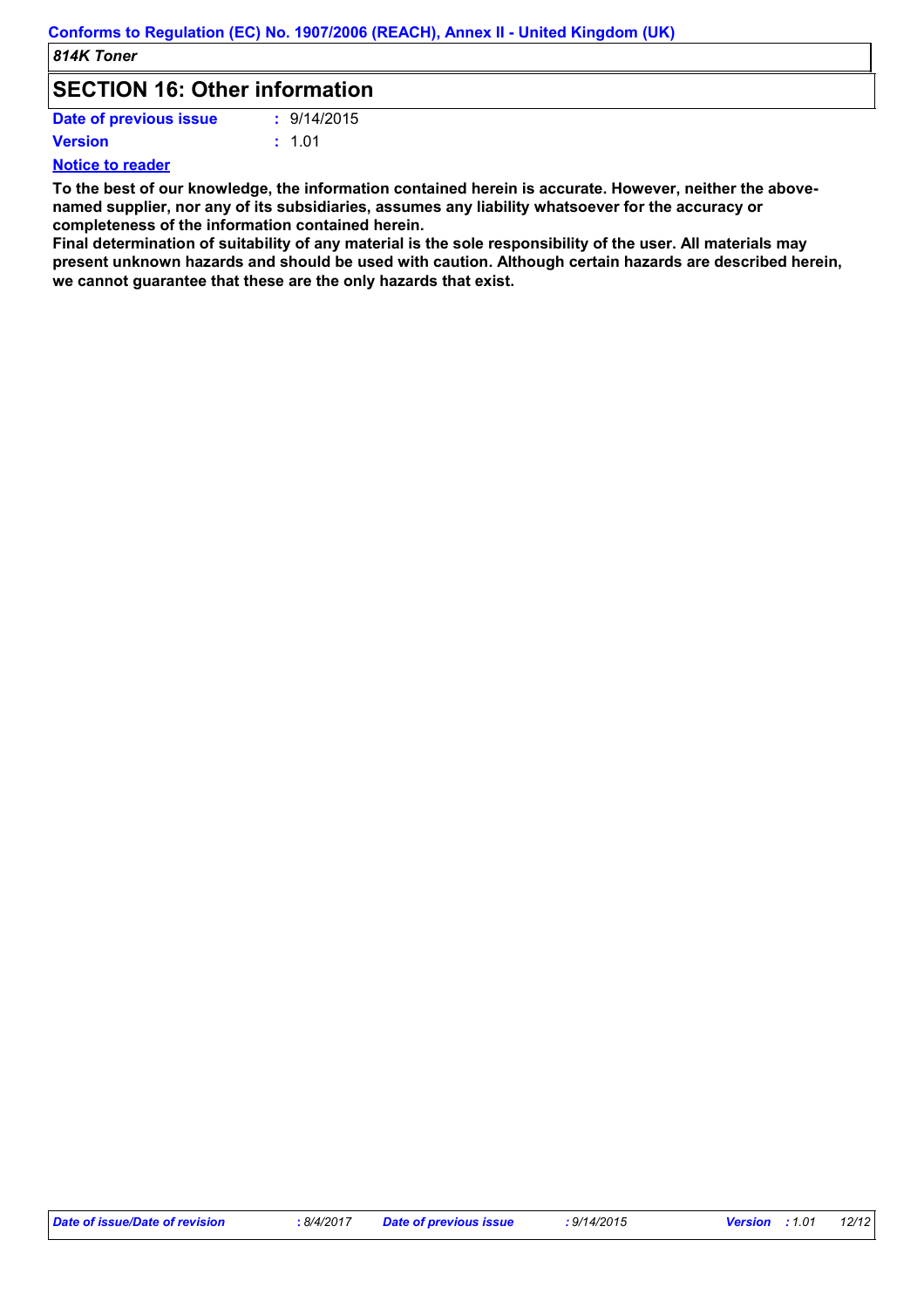## SECTION 16: Other information

| | | |
|---|---|---|
| **Date of previous issue** | : | 9/14/2015 |
| **Version** | : | 1.01 |

**Notice to reader**

**To the best of our knowledge, the information contained herein is accurate. However, neither the above-named supplier, nor any of its subsidiaries, assumes any liability whatsoever for the accuracy or completeness of the information contained herein.**

**Final determination of suitability of any material is the sole responsibility of the user. All materials may present unknown hazards and should be used with caution. Although certain hazards are described herein, we cannot guarantee that these are the only hazards that exist.**